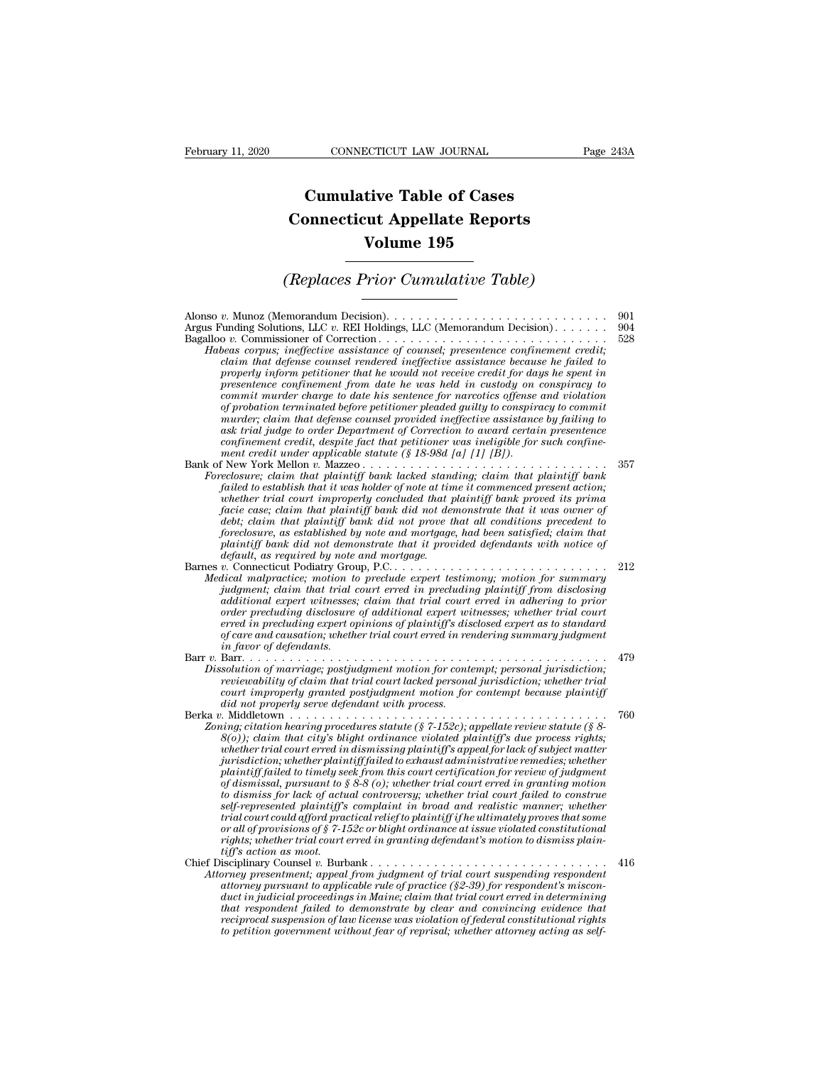# Cumulative Table of Cases
# Connecticut Appellate Reports
# Volume 195

## *(Replaces Prior Cumulative Table)*

Alonso *v.* Munoz (Memorandum Decision) . . . . . . . . . . . . . . . . . . . . . . . . . . . 901

Argus Funding Solutions, LLC *v.* REI Holdings, LLC (Memorandum Decision) . . . . . . . 904

Bagalloo *v.* Commissioner of Correction . . . . . . . . . . . . . . . . . . . . . . . . . . . . 528

*Habeas corpus; ineffective assistance of counsel; presentence confinement credit; claim that defense counsel rendered ineffective assistance because he failed to properly inform petitioner that he would not receive credit for days he spent in presentence confinement from date he was held in custody on conspiracy to commit murder charge to date his sentence for narcotics offense and violation of probation terminated before petitioner pleaded guilty to conspiracy to commit murder; claim that defense counsel provided ineffective assistance by failing to ask trial judge to order Department of Correction to award certain presentence confinement credit, despite fact that petitioner was ineligible for such confinement credit under applicable statute (§ 18-98d [a] [1] [B]).*

Bank of New York Mellon *v.* Mazzeo . . . . . . . . . . . . . . . . . . . . . . . . . . . . . . 357

*Foreclosure; claim that plaintiff bank lacked standing; claim that plaintiff bank failed to establish that it was holder of note at time it commenced present action; whether trial court improperly concluded that plaintiff bank proved its prima facie case; claim that plaintiff bank did not demonstrate that it was owner of debt; claim that plaintiff bank did not prove that all conditions precedent to foreclosure, as established by note and mortgage, had been satisfied; claim that plaintiff bank did not demonstrate that it provided defendants with notice of default, as required by note and mortgage.*

Barnes *v.* Connecticut Podiatry Group, P.C. . . . . . . . . . . . . . . . . . . . . . . . . . . 212

*Medical malpractice; motion to preclude expert testimony; motion for summary judgment; claim that trial court erred in precluding plaintiff from disclosing additional expert witnesses; claim that trial court erred in adhering to prior order precluding disclosure of additional expert witnesses; whether trial court erred in precluding expert opinions of plaintiff's disclosed expert as to standard of care and causation; whether trial court erred in rendering summary judgment in favor of defendants.*

Barr *v.* Barr . . . . . . . . . . . . . . . . . . . . . . . . . . . . . . . . . . . . . . . . . . . . 479

*Dissolution of marriage; postjudgment motion for contempt; personal jurisdiction; reviewability of claim that trial court lacked personal jurisdiction; whether trial court improperly granted postjudgment motion for contempt because plaintiff did not properly serve defendant with process.*

Berka *v.* Middletown . . . . . . . . . . . . . . . . . . . . . . . . . . . . . . . . . . . . . . . . 760

*Zoning; citation hearing procedures statute (§ 7-152c); appellate review statute (§ 8-8(o)); claim that city's blight ordinance violated plaintiff's due process rights; whether trial court erred in dismissing plaintiff's appeal for lack of subject matter jurisdiction; whether plaintiff failed to exhaust administrative remedies; whether plaintiff failed to timely seek from this court certification for review of judgment of dismissal, pursuant to § 8-8 (o); whether trial court erred in granting motion to dismiss for lack of actual controversy; whether trial court failed to construe self-represented plaintiff's complaint in broad and realistic manner; whether trial court could afford practical relief to plaintiff if he ultimately proves that some or all of provisions of § 7-152c or blight ordinance at issue violated constitutional rights; whether trial court erred in granting defendant's motion to dismiss plaintiff's action as moot.*

Chief Disciplinary Counsel *v.* Burbank . . . . . . . . . . . . . . . . . . . . . . . . . . . . . 416

*Attorney presentment; appeal from judgment of trial court suspending respondent attorney pursuant to applicable rule of practice (§2-39) for respondent's misconduct in judicial proceedings in Maine; claim that trial court erred in determining that respondent failed to demonstrate by clear and convincing evidence that reciprocal suspension of law license was violation of federal constitutional rights to petition government without fear of reprisal; whether attorney acting as self-*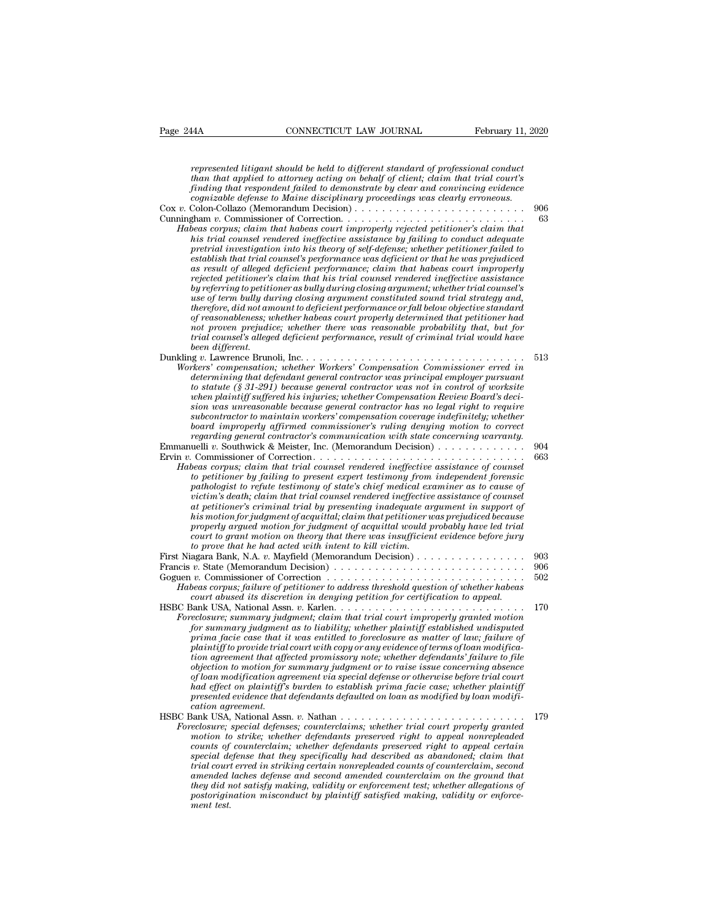*represented litigant should be held to different standard of professional conduct than that applied to attorney acting on behalf of client; claim that trial court's finding that respondent failed to demonstrate by clear and convincing evidence cognizable defense to Maine disciplinary proceedings was clearly erroneous.*

Cox *v.* Colon-Collazo (Memorandum Decision) . . . . . . . . . . . . . . . . . . . . . . . . . 906

Cunningham *v.* Commissioner of Correction. . . . . . . . . . . . . . . . . . . . . . . . . . . 63

*Habeas corpus; claim that habeas court improperly rejected petitioner's claim that his trial counsel rendered ineffective assistance by failing to conduct adequate pretrial investigation into his theory of self-defense; whether petitioner failed to establish that trial counsel's performance was deficient or that he was prejudiced as result of alleged deficient performance; claim that habeas court improperly rejected petitioner's claim that his trial counsel rendered ineffective assistance by referring to petitioner as bully during closing argument; whether trial counsel's use of term bully during closing argument constituted sound trial strategy and, therefore, did not amount to deficient performance or fall below objective standard of reasonableness; whether habeas court properly determined that petitioner had not proven prejudice; whether there was reasonable probability that, but for trial counsel's alleged deficient performance, result of criminal trial would have been different.*

Dunkling *v.* Lawrence Brunoli, Inc. . . . . . . . . . . . . . . . . . . . . . . . . . . . . . . . . 513

*Workers' compensation; whether Workers' Compensation Commissioner erred in determining that defendant general contractor was principal employer pursuant to statute (§ 31-291) because general contractor was not in control of worksite when plaintiff suffered his injuries; whether Compensation Review Board's decision was unreasonable because general contractor has no legal right to require subcontractor to maintain workers' compensation coverage indefinitely; whether board improperly affirmed commissioner's ruling denying motion to correct regarding general contractor's communication with state concerning warranty.*

Emmanuelli *v.* Southwick & Meister, Inc. (Memorandum Decision) . . . . . . . . . . . . . 904

Ervin *v.* Commissioner of Correction. . . . . . . . . . . . . . . . . . . . . . . . . . . . . . . . 663

*Habeas corpus; claim that trial counsel rendered ineffective assistance of counsel to petitioner by failing to present expert testimony from independent forensic pathologist to refute testimony of state's chief medical examiner as to cause of victim's death; claim that trial counsel rendered ineffective assistance of counsel at petitioner's criminal trial by presenting inadequate argument in support of his motion for judgment of acquittal; claim that petitioner was prejudiced because properly argued motion for judgment of acquittal would probably have led trial court to grant motion on theory that there was insufficient evidence before jury to prove that he had acted with intent to kill victim.*

First Niagara Bank, N.A. *v.* Mayfield (Memorandum Decision) . . . . . . . . . . . . . . . . 903

Francis *v.* State (Memorandum Decision) . . . . . . . . . . . . . . . . . . . . . . . . . . . . . 906

Goguen *v.* Commissioner of Correction . . . . . . . . . . . . . . . . . . . . . . . . . . . . . . 502

*Habeas corpus; failure of petitioner to address threshold question of whether habeas court abused its discretion in denying petition for certification to appeal.*

HSBC Bank USA, National Assn. *v.* Karlen. . . . . . . . . . . . . . . . . . . . . . . . . . . . . 170

*Foreclosure; summary judgment; claim that trial court improperly granted motion for summary judgment as to liability; whether plaintiff established undisputed prima facie case that it was entitled to foreclosure as matter of law; failure of plaintiff to provide trial court with copy or any evidence of terms of loan modification agreement that affected promissory note; whether defendants' failure to file objection to motion for summary judgment or to raise issue concerning absence of loan modification agreement via special defense or otherwise before trial court had effect on plaintiff's burden to establish prima facie case; whether plaintiff presented evidence that defendants defaulted on loan as modified by loan modification agreement.*

HSBC Bank USA, National Assn. *v.* Nathan . . . . . . . . . . . . . . . . . . . . . . . . . . . . 179

*Foreclosure; special defenses; counterclaims; whether trial court properly granted motion to strike; whether defendants preserved right to appeal nonrepleaded counts of counterclaim; whether defendants preserved right to appeal certain special defense that they specifically had described as abandoned; claim that trial court erred in striking certain nonrepleaded counts of counterclaim, second amended laches defense and second amended counterclaim on the ground that they did not satisfy making, validity or enforcement test; whether allegations of postorigination misconduct by plaintiff satisfied making, validity or enforcement test.*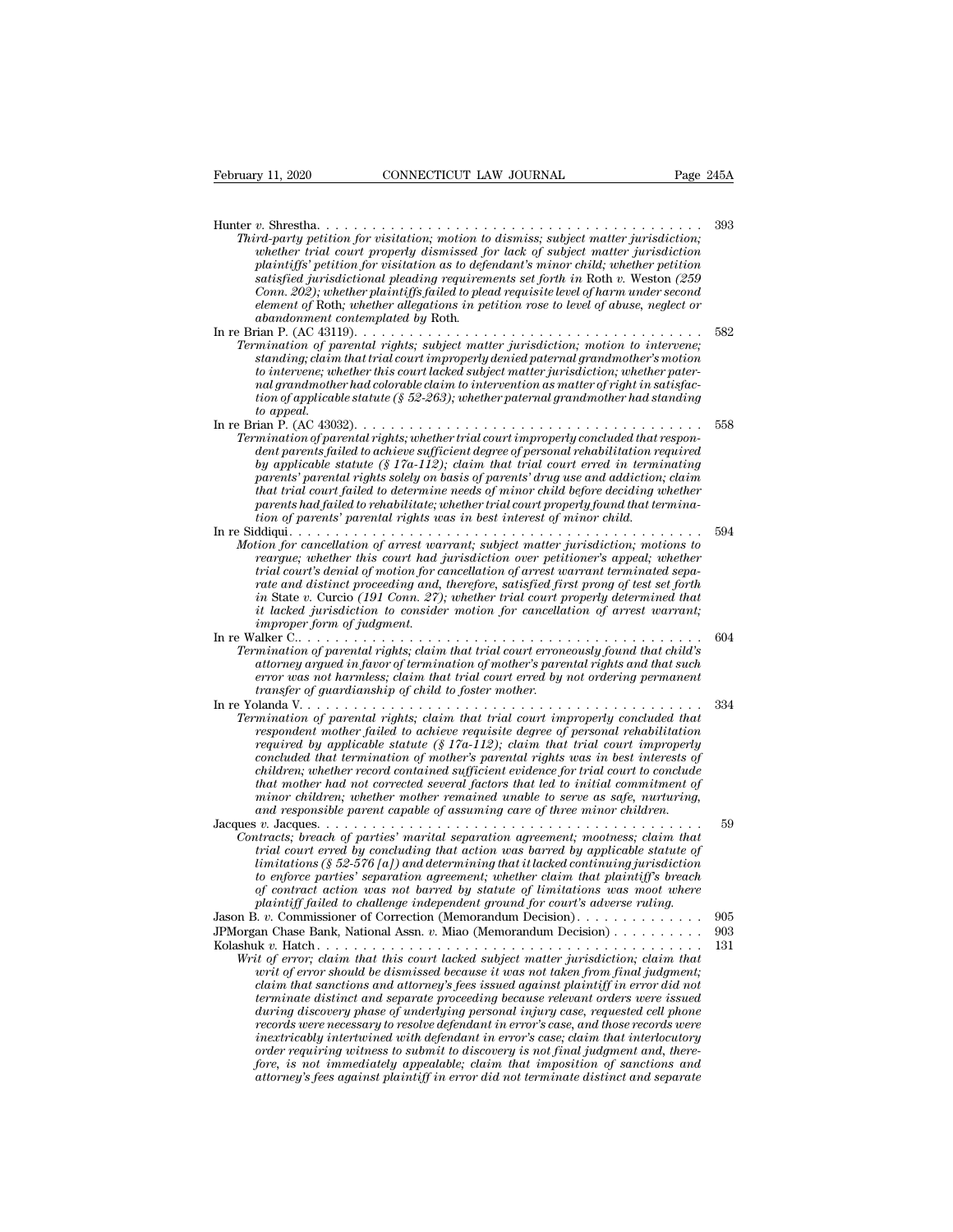Hunter *v.* Shrestha. . . . . . . . . . . . . . . . . . . . . . . . . . . . . . . . . . . . . . . . . . 393
*Third-party petition for visitation; motion to dismiss; subject matter jurisdiction; whether trial court properly dismissed for lack of subject matter jurisdiction plaintiffs' petition for visitation as to defendant's minor child; whether petition satisfied jurisdictional pleading requirements set forth in* Roth *v.* Weston *(259 Conn. 202); whether plaintiffs failed to plead requisite level of harm under second element of* Roth*; whether allegations in petition rose to level of abuse, neglect or abandonment contemplated by* Roth.

In re Brian P. (AC 43119). . . . . . . . . . . . . . . . . . . . . . . . . . . . . . . . . . . . 582
*Termination of parental rights; subject matter jurisdiction; motion to intervene; standing; claim that trial court improperly denied paternal grandmother's motion to intervene; whether this court lacked subject matter jurisdiction; whether paternal grandmother had colorable claim to intervention as matter of right in satisfaction of applicable statute (§ 52-263); whether paternal grandmother had standing to appeal.*

In re Brian P. (AC 43032). . . . . . . . . . . . . . . . . . . . . . . . . . . . . . . . . . . . 558
*Termination of parental rights; whether trial court improperly concluded that respondent parents failed to achieve sufficient degree of personal rehabilitation required by applicable statute (§ 17a-112); claim that trial court erred in terminating parents' parental rights solely on basis of parents' drug use and addiction; claim that trial court failed to determine needs of minor child before deciding whether parents had failed to rehabilitate; whether trial court properly found that termination of parents' parental rights was in best interest of minor child.*

In re Siddiqui. . . . . . . . . . . . . . . . . . . . . . . . . . . . . . . . . . . . . . . . . . 594
*Motion for cancellation of arrest warrant; subject matter jurisdiction; motions to reargue; whether this court had jurisdiction over petitioner's appeal; whether trial court's denial of motion for cancellation of arrest warrant terminated separate and distinct proceeding and, therefore, satisfied first prong of test set forth in* State *v.* Curcio *(191 Conn. 27); whether trial court properly determined that it lacked jurisdiction to consider motion for cancellation of arrest warrant; improper form of judgment.*

In re Walker C.. . . . . . . . . . . . . . . . . . . . . . . . . . . . . . . . . . . . . . . . . 604
*Termination of parental rights; claim that trial court erroneously found that child's attorney argued in favor of termination of mother's parental rights and that such error was not harmless; claim that trial court erred by not ordering permanent transfer of guardianship of child to foster mother.*

In re Yolanda V. . . . . . . . . . . . . . . . . . . . . . . . . . . . . . . . . . . . . . . . . 334
*Termination of parental rights; claim that trial court improperly concluded that respondent mother failed to achieve requisite degree of personal rehabilitation required by applicable statute (§ 17a-112); claim that trial court improperly concluded that termination of mother's parental rights was in best interests of children; whether record contained sufficient evidence for trial court to conclude that mother had not corrected several factors that led to initial commitment of minor children; whether mother remained unable to serve as safe, nurturing, and responsible parent capable of assuming care of three minor children.*

Jacques *v.* Jacques. . . . . . . . . . . . . . . . . . . . . . . . . . . . . . . . . . . . . . . . . 59
*Contracts; breach of parties' marital separation agreement; mootness; claim that trial court erred by concluding that action was barred by applicable statute of limitations (§ 52-576 [a]) and determining that it lacked continuing jurisdiction to enforce parties' separation agreement; whether claim that plaintiff's breach of contract action was not barred by statute of limitations was moot where plaintiff failed to challenge independent ground for court's adverse ruling.*

Jason B. *v.* Commissioner of Correction (Memorandum Decision). . . . . . . . . . . . . 905

JPMorgan Chase Bank, National Assn. *v.* Miao (Memorandum Decision) . . . . . . . . . 903

Kolashuk *v.* Hatch. . . . . . . . . . . . . . . . . . . . . . . . . . . . . . . . . . . . . . . . . 131
*Writ of error; claim that this court lacked subject matter jurisdiction; claim that writ of error should be dismissed because it was not taken from final judgment; claim that sanctions and attorney's fees issued against plaintiff in error did not terminate distinct and separate proceeding because relevant orders were issued during discovery phase of underlying personal injury case, requested cell phone records were necessary to resolve defendant in error's case, and those records were inextricably intertwined with defendant in error's case; claim that interlocutory order requiring witness to submit to discovery is not final judgment and, therefore, is not immediately appealable; claim that imposition of sanctions and attorney's fees against plaintiff in error did not terminate distinct and separate*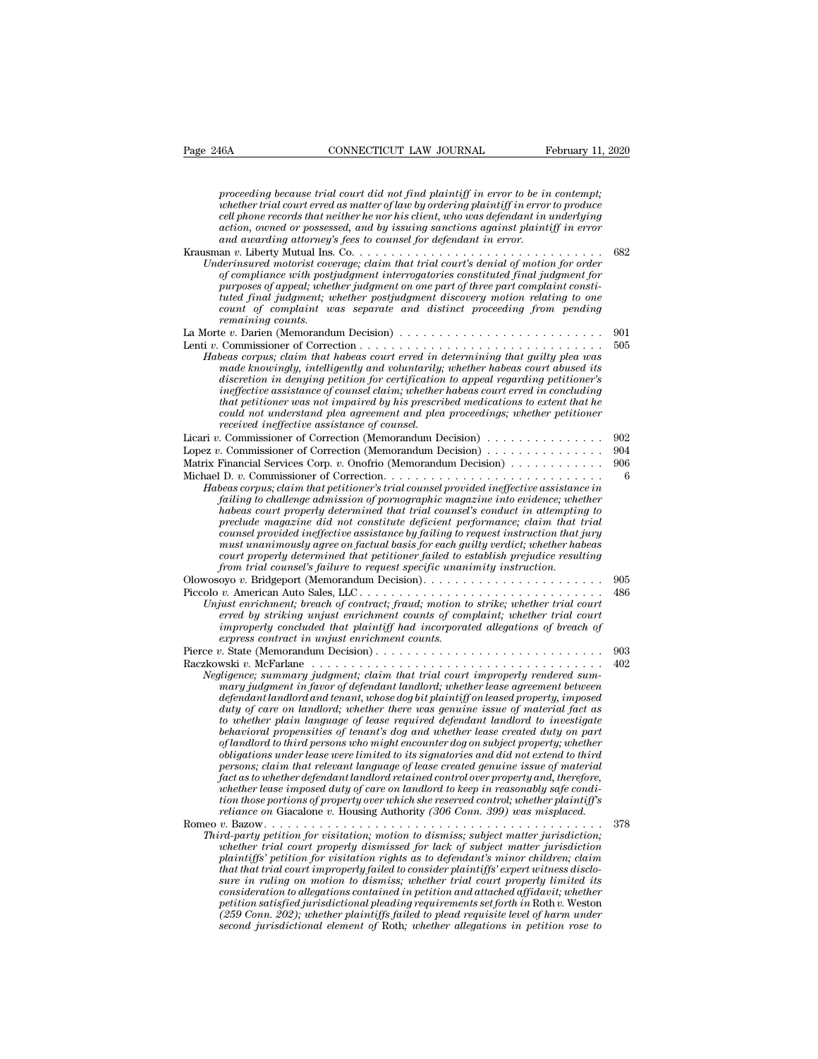*proceeding because trial court did not find plaintiff in error to be in contempt; whether trial court erred as matter of law by ordering plaintiff in error to produce cell phone records that neither he nor his client, who was defendant in underlying action, owned or possessed, and by issuing sanctions against plaintiff in error and awarding attorney's fees to counsel for defendant in error.*

Krausman *v.* Liberty Mutual Ins. Co. . . . . . . . . . . . . . . . . . . . . . . . . . . . . . . . 682
*Underinsured motorist coverage; claim that trial court's denial of motion for order of compliance with postjudgment interrogatories constituted final judgment for purposes of appeal; whether judgment on one part of three part complaint constituted final judgment; whether postjudgment discovery motion relating to one count of complaint was separate and distinct proceeding from pending remaining counts.*

La Morte *v.* Darien (Memorandum Decision) . . . . . . . . . . . . . . . . . . . . . . . . . 901

Lenti *v.* Commissioner of Correction . . . . . . . . . . . . . . . . . . . . . . . . . . . . . . . 505
*Habeas corpus; claim that habeas court erred in determining that guilty plea was made knowingly, intelligently and voluntarily; whether habeas court abused its discretion in denying petition for certification to appeal regarding petitioner's ineffective assistance of counsel claim; whether habeas court erred in concluding that petitioner was not impaired by his prescribed medications to extent that he could not understand plea agreement and plea proceedings; whether petitioner received ineffective assistance of counsel.*

Licari *v.* Commissioner of Correction (Memorandum Decision) . . . . . . . . . . . . . . . 902

Lopez *v.* Commissioner of Correction (Memorandum Decision) . . . . . . . . . . . . . . . 904

Matrix Financial Services Corp. *v.* Onofrio (Memorandum Decision) . . . . . . . . . . . . 906

Michael D. *v.* Commissioner of Correction. . . . . . . . . . . . . . . . . . . . . . . . . . . . 6
*Habeas corpus; claim that petitioner's trial counsel provided ineffective assistance in failing to challenge admission of pornographic magazine into evidence; whether habeas court properly determined that trial counsel's conduct in attempting to preclude magazine did not constitute deficient performance; claim that trial counsel provided ineffective assistance by failing to request instruction that jury must unanimously agree on factual basis for each guilty verdict; whether habeas court properly determined that petitioner failed to establish prejudice resulting from trial counsel's failure to request specific unanimity instruction.*

Olowosoyo *v.* Bridgeport (Memorandum Decision). . . . . . . . . . . . . . . . . . . . . . . . 905

Piccolo *v.* American Auto Sales, LLC . . . . . . . . . . . . . . . . . . . . . . . . . . . . . . . 486
*Unjust enrichment; breach of contract; fraud; motion to strike; whether trial court erred by striking unjust enrichment counts of complaint; whether trial court improperly concluded that plaintiff had incorporated allegations of breach of express contract in unjust enrichment counts.*

Pierce *v.* State (Memorandum Decision) . . . . . . . . . . . . . . . . . . . . . . . . . . . . . 903

Raczkowski *v.* McFarlane . . . . . . . . . . . . . . . . . . . . . . . . . . . . . . . . . . . . . . 402
*Negligence; summary judgment; claim that trial court improperly rendered summary judgment in favor of defendant landlord; whether lease agreement between defendant landlord and tenant, whose dog bit plaintiff on leased property, imposed duty of care on landlord; whether there was genuine issue of material fact as to whether plain language of lease required defendant landlord to investigate behavioral propensities of tenant's dog and whether lease created duty on part of landlord to third persons who might encounter dog on subject property; whether obligations under lease were limited to its signatories and did not extend to third persons; claim that relevant language of lease created genuine issue of material fact as to whether defendant landlord retained control over property and, therefore, whether lease imposed duty of care on landlord to keep in reasonably safe condition those portions of property over which she reserved control; whether plaintiff's reliance on* Giacalone *v.* Housing Authority *(306 Conn. 399) was misplaced.*

Romeo *v.* Bazow. . . . . . . . . . . . . . . . . . . . . . . . . . . . . . . . . . . . . . . . . . . . 378
*Third-party petition for visitation; motion to dismiss; subject matter jurisdiction; whether trial court properly dismissed for lack of subject matter jurisdiction plaintiffs' petition for visitation rights as to defendant's minor children; claim that that trial court improperly failed to consider plaintiffs' expert witness disclosure in ruling on motion to dismiss; whether trial court properly limited its consideration to allegations contained in petition and attached affidavit; whether petition satisfied jurisdictional pleading requirements set forth in* Roth *v.* Weston *(259 Conn. 202); whether plaintiffs failed to plead requisite level of harm under second jurisdictional element of* Roth*; whether allegations in petition rose to*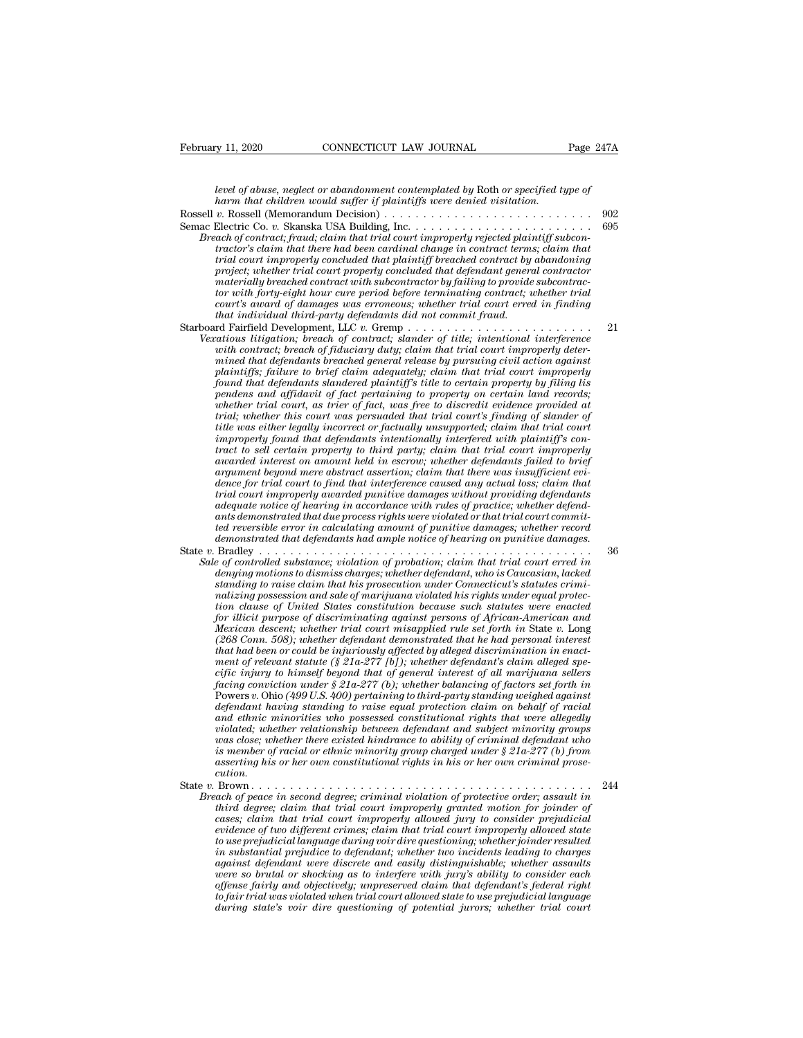*level of abuse, neglect or abandonment contemplated by* Roth *or specified type of harm that children would suffer if plaintiffs were denied visitation.*

Rossell *v.* Rossell (Memorandum Decision) . . . . . . . . . . . . . . . . . . . . . . . . . . . 902

Semac Electric Co. *v.* Skanska USA Building, Inc. . . . . . . . . . . . . . . . . . . . . . . . 695

*Breach of contract; fraud; claim that trial court improperly rejected plaintiff subcontractor's claim that there had been cardinal change in contract terms; claim that trial court improperly concluded that plaintiff breached contract by abandoning project; whether trial court properly concluded that defendant general contractor materially breached contract with subcontractor by failing to provide subcontractor with forty-eight hour cure period before terminating contract; whether trial court's award of damages was erroneous; whether trial court erred in finding that individual third-party defendants did not commit fraud.*

Starboard Fairfield Development, LLC *v.* Gremp . . . . . . . . . . . . . . . . . . . . . . . . 21

*Vexatious litigation; breach of contract; slander of title; intentional interference with contract; breach of fiduciary duty; claim that trial court improperly determined that defendants breached general release by pursuing civil action against plaintiffs; failure to brief claim adequately; claim that trial court improperly found that defendants slandered plaintiff's title to certain property by filing lis pendens and affidavit of fact pertaining to property on certain land records; whether trial court, as trier of fact, was free to discredit evidence provided at trial; whether this court was persuaded that trial court's finding of slander of title was either legally incorrect or factually unsupported; claim that trial court improperly found that defendants intentionally interfered with plaintiff's contract to sell certain property to third party; claim that trial court improperly awarded interest on amount held in escrow; whether defendants failed to brief argument beyond mere abstract assertion; claim that there was insufficient evidence for trial court to find that interference caused any actual loss; claim that trial court improperly awarded punitive damages without providing defendants adequate notice of hearing in accordance with rules of practice; whether defendants demonstrated that due process rights were violated or that trial court committed reversible error in calculating amount of punitive damages; whether record demonstrated that defendants had ample notice of hearing on punitive damages.*

State *v.* Bradley . . . . . . . . . . . . . . . . . . . . . . . . . . . . . . . . . . . . . . . . . . . . . 36

*Sale of controlled substance; violation of probation; claim that trial court erred in denying motions to dismiss charges; whether defendant, who is Caucasian, lacked standing to raise claim that his prosecution under Connecticut's statutes criminalizing possession and sale of marijuana violated his rights under equal protection clause of United States constitution because such statutes were enacted for illicit purpose of discriminating against persons of African-American and Mexican descent; whether trial court misapplied rule set forth in* State v. Long *(268 Conn. 508); whether defendant demonstrated that he had personal interest that had been or could be injuriously affected by alleged discrimination in enactment of relevant statute (§ 21a-277 [b]); whether defendant's claim alleged specific injury to himself beyond that of general interest of all marijuana sellers facing conviction under § 21a-277 (b); whether balancing of factors set forth in* Powers v. Ohio *(499 U.S. 400) pertaining to third-party standing weighed against defendant having standing to raise equal protection claim on behalf of racial and ethnic minorities who possessed constitutional rights that were allegedly violated; whether relationship between defendant and subject minority groups was close; whether there existed hindrance to ability of criminal defendant who is member of racial or ethnic minority group charged under § 21a-277 (b) from asserting his or her own constitutional rights in his or her own criminal prosecution.*

State *v.* Brown . . . . . . . . . . . . . . . . . . . . . . . . . . . . . . . . . . . . . . . . . . . . . . 244

*Breach of peace in second degree; criminal violation of protective order; assault in third degree; claim that trial court improperly granted motion for joinder of cases; claim that trial court improperly allowed jury to consider prejudicial evidence of two different crimes; claim that trial court improperly allowed state to use prejudicial language during voir dire questioning; whether joinder resulted in substantial prejudice to defendant; whether two incidents leading to charges against defendant were discrete and easily distinguishable; whether assaults were so brutal or shocking as to interfere with jury's ability to consider each offense fairly and objectively; unpreserved claim that defendant's federal right to fair trial was violated when trial court allowed state to use prejudicial language during state's voir dire questioning of potential jurors; whether trial court*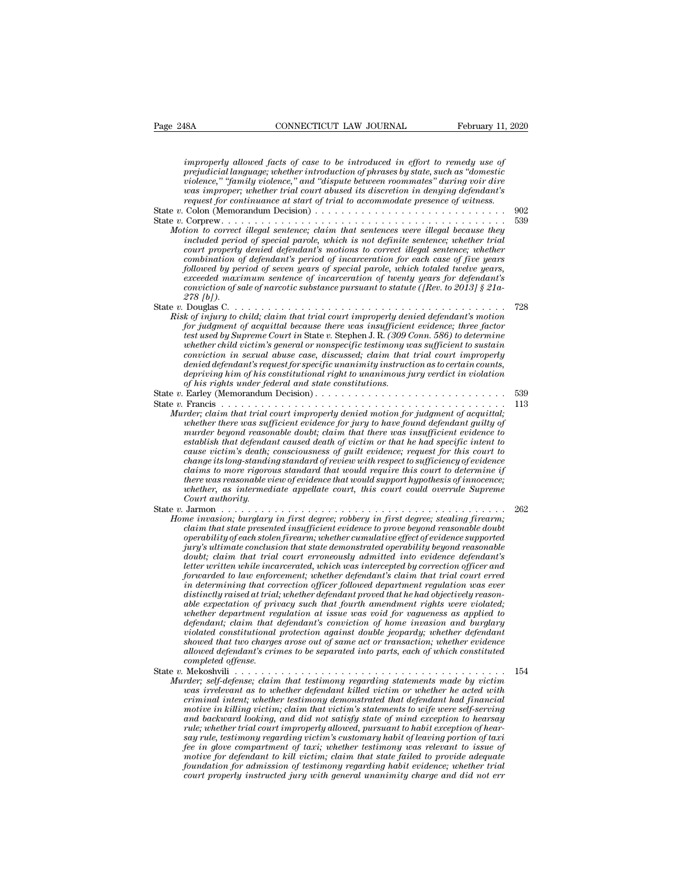*improperly allowed facts of case to be introduced in effort to remedy use of prejudicial language; whether introduction of phrases by state, such as "domestic violence," "family violence," and "dispute between roommates" during voir dire was improper; whether trial court abused its discretion in denying defendant's request for continuance at start of trial to accommodate presence of witness.*

State *v.* Colon (Memorandum Decision) . . . . . . . . . . . . . . . . . . . . . . . . . . . . 902

State *v.* Corprew . . . . . . . . . . . . . . . . . . . . . . . . . . . . . . . . . . . . . . . . . . 539

*Motion to correct illegal sentence; claim that sentences were illegal because they included period of special parole, which is not definite sentence; whether trial court properly denied defendant's motions to correct illegal sentence; whether combination of defendant's period of incarceration for each case of five years followed by period of seven years of special parole, which totaled twelve years, exceeded maximum sentence of incarceration of twenty years for defendant's conviction of sale of narcotic substance pursuant to statute ([Rev. to 2013] § 21a-278 [b]).*

State *v.* Douglas C. . . . . . . . . . . . . . . . . . . . . . . . . . . . . . . . . . . . . . . . . 728

*Risk of injury to child; claim that trial court improperly denied defendant's motion for judgment of acquittal because there was insufficient evidence; three factor test used by Supreme Court in* State *v.* Stephen J. R. *(309 Conn. 586) to determine whether child victim's general or nonspecific testimony was sufficient to sustain conviction in sexual abuse case, discussed; claim that trial court improperly denied defendant's request for specific unanimity instruction as to certain counts, depriving him of his constitutional right to unanimous jury verdict in violation of his rights under federal and state constitutions.*

State *v.* Earley (Memorandum Decision) . . . . . . . . . . . . . . . . . . . . . . . . . . . . 539

State *v.* Francis . . . . . . . . . . . . . . . . . . . . . . . . . . . . . . . . . . . . . . . . . . . 113

*Murder; claim that trial court improperly denied motion for judgment of acquittal; whether there was sufficient evidence for jury to have found defendant guilty of murder beyond reasonable doubt; claim that there was insufficient evidence to establish that defendant caused death of victim or that he had specific intent to cause victim's death; consciousness of guilt evidence; request for this court to change its long-standing standard of review with respect to sufficiency of evidence claims to more rigorous standard that would require this court to determine if there was reasonable view of evidence that would support hypothesis of innocence; whether, as intermediate appellate court, this court could overrule Supreme Court authority.*

State *v.* Jarmon . . . . . . . . . . . . . . . . . . . . . . . . . . . . . . . . . . . . . . . . . . . 262

*Home invasion; burglary in first degree; robbery in first degree; stealing firearm; claim that state presented insufficient evidence to prove beyond reasonable doubt operability of each stolen firearm; whether cumulative effect of evidence supported jury's ultimate conclusion that state demonstrated operability beyond reasonable doubt; claim that trial court erroneously admitted into evidence defendant's letter written while incarcerated, which was intercepted by correction officer and forwarded to law enforcement; whether defendant's claim that trial court erred in determining that correction officer followed department regulation was ever distinctly raised at trial; whether defendant proved that he had objectively reasonable expectation of privacy such that fourth amendment rights were violated; whether department regulation at issue was void for vagueness as applied to defendant; claim that defendant's conviction of home invasion and burglary violated constitutional protection against double jeopardy; whether defendant showed that two charges arose out of same act or transaction; whether evidence allowed defendant's crimes to be separated into parts, each of which constituted completed offense.*

State *v.* Mekoshvili . . . . . . . . . . . . . . . . . . . . . . . . . . . . . . . . . . . . . . . . 154

*Murder; self-defense; claim that testimony regarding statements made by victim was irrelevant as to whether defendant killed victim or whether he acted with criminal intent; whether testimony demonstrated that defendant had financial motive in killing victim; claim that victim's statements to wife were self-serving and backward looking, and did not satisfy state of mind exception to hearsay rule; whether trial court improperly allowed, pursuant to habit exception of hearsay rule, testimony regarding victim's customary habit of leaving portion of taxi fee in glove compartment of taxi; whether testimony was relevant to issue of motive for defendant to kill victim; claim that state failed to provide adequate foundation for admission of testimony regarding habit evidence; whether trial court properly instructed jury with general unanimity charge and did not err*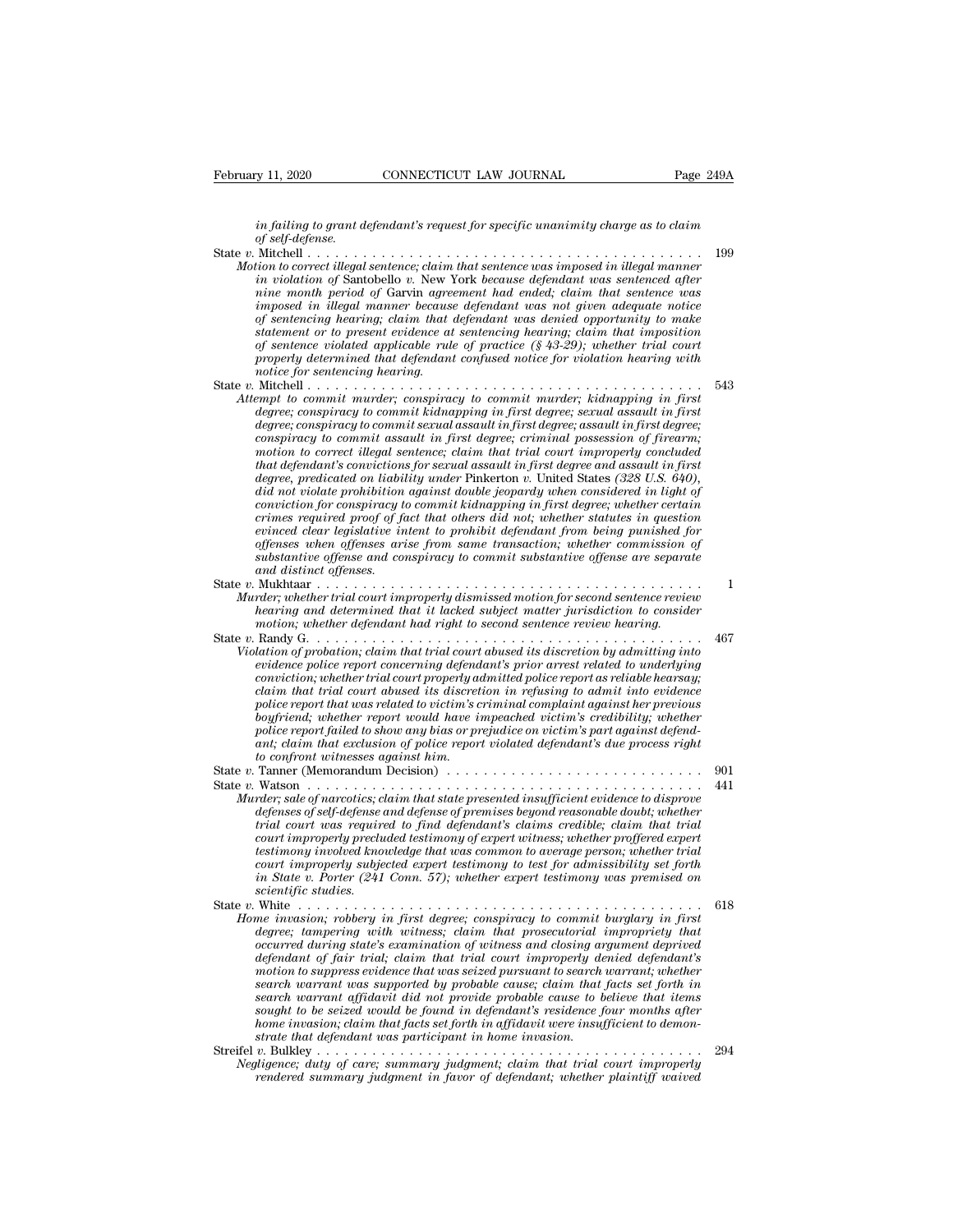*in failing to grant defendant's request for specific unanimity charge as to claim of self-defense.*

State *v.* Mitchell . . . . . . . . . . . . . . . . . . . . . . . . . . . . . . . . . . . . . . . . . 199
*Motion to correct illegal sentence; claim that sentence was imposed in illegal manner in violation of* Santobello *v.* New York *because defendant was sentenced after nine month period of Garvin agreement had ended; claim that sentence was imposed in illegal manner because defendant was not given adequate notice of sentencing hearing; claim that defendant was denied opportunity to make statement or to present evidence at sentencing hearing; claim that imposition of sentence violated applicable rule of practice (§ 43-29); whether trial court properly determined that defendant confused notice for violation hearing with notice for sentencing hearing.*

State *v.* Mitchell . . . . . . . . . . . . . . . . . . . . . . . . . . . . . . . . . . . . . . . . . 543
*Attempt to commit murder; conspiracy to commit murder; kidnapping in first degree; conspiracy to commit kidnapping in first degree; sexual assault in first degree; conspiracy to commit sexual assault in first degree; assault in first degree; conspiracy to commit assault in first degree; criminal possession of firearm; motion to correct illegal sentence; claim that trial court improperly concluded that defendant's convictions for sexual assault in first degree and assault in first degree, predicated on liability under* Pinkerton *v.* United States *(328 U.S. 640), did not violate prohibition against double jeopardy when considered in light of conviction for conspiracy to commit kidnapping in first degree; whether certain crimes required proof of fact that others did not; whether statutes in question evinced clear legislative intent to prohibit defendant from being punished for offenses when offenses arise from same transaction; whether commission of substantive offense and conspiracy to commit substantive offense are separate and distinct offenses.*

State *v.* Mukhtaar . . . . . . . . . . . . . . . . . . . . . . . . . . . . . . . . . . . . . . . . . 1
*Murder; whether trial court improperly dismissed motion for second sentence review hearing and determined that it lacked subject matter jurisdiction to consider motion; whether defendant had right to second sentence review hearing.*

State *v.* Randy G. . . . . . . . . . . . . . . . . . . . . . . . . . . . . . . . . . . . . . . . . . 467
*Violation of probation; claim that trial court abused its discretion by admitting into evidence police report concerning defendant's prior arrest related to underlying conviction; whether trial court properly admitted police report as reliable hearsay; claim that trial court abused its discretion in refusing to admit into evidence police report that was related to victim's criminal complaint against her previous boyfriend; whether report would have impeached victim's credibility; whether police report failed to show any bias or prejudice on victim's part against defendant; claim that exclusion of police report violated defendant's due process right to confront witnesses against him.*

State *v.* Tanner (Memorandum Decision) . . . . . . . . . . . . . . . . . . . . . . . . . . . 901

State *v.* Watson . . . . . . . . . . . . . . . . . . . . . . . . . . . . . . . . . . . . . . . . . 441
*Murder; sale of narcotics; claim that state presented insufficient evidence to disprove defenses of self-defense and defense of premises beyond reasonable doubt; whether trial court was required to find defendant's claims credible; claim that trial court improperly precluded testimony of expert witness; whether proffered expert testimony involved knowledge that was common to average person; whether trial court improperly subjected expert testimony to test for admissibility set forth in State v. Porter (241 Conn. 57); whether expert testimony was premised on scientific studies.*

State *v.* White . . . . . . . . . . . . . . . . . . . . . . . . . . . . . . . . . . . . . . . . . 618
*Home invasion; robbery in first degree; conspiracy to commit burglary in first degree; tampering with witness; claim that prosecutorial impropriety that occurred during state's examination of witness and closing argument deprived defendant of fair trial; claim that trial court improperly denied defendant's motion to suppress evidence that was seized pursuant to search warrant; whether search warrant was supported by probable cause; claim that facts set forth in search warrant affidavit did not provide probable cause to believe that items sought to be seized would be found in defendant's residence four months after home invasion; claim that facts set forth in affidavit were insufficient to demonstrate that defendant was participant in home invasion.*

Streifel *v.* Bulkley . . . . . . . . . . . . . . . . . . . . . . . . . . . . . . . . . . . . . . . . . 294
*Negligence; duty of care; summary judgment; claim that trial court improperly rendered summary judgment in favor of defendant; whether plaintiff waived*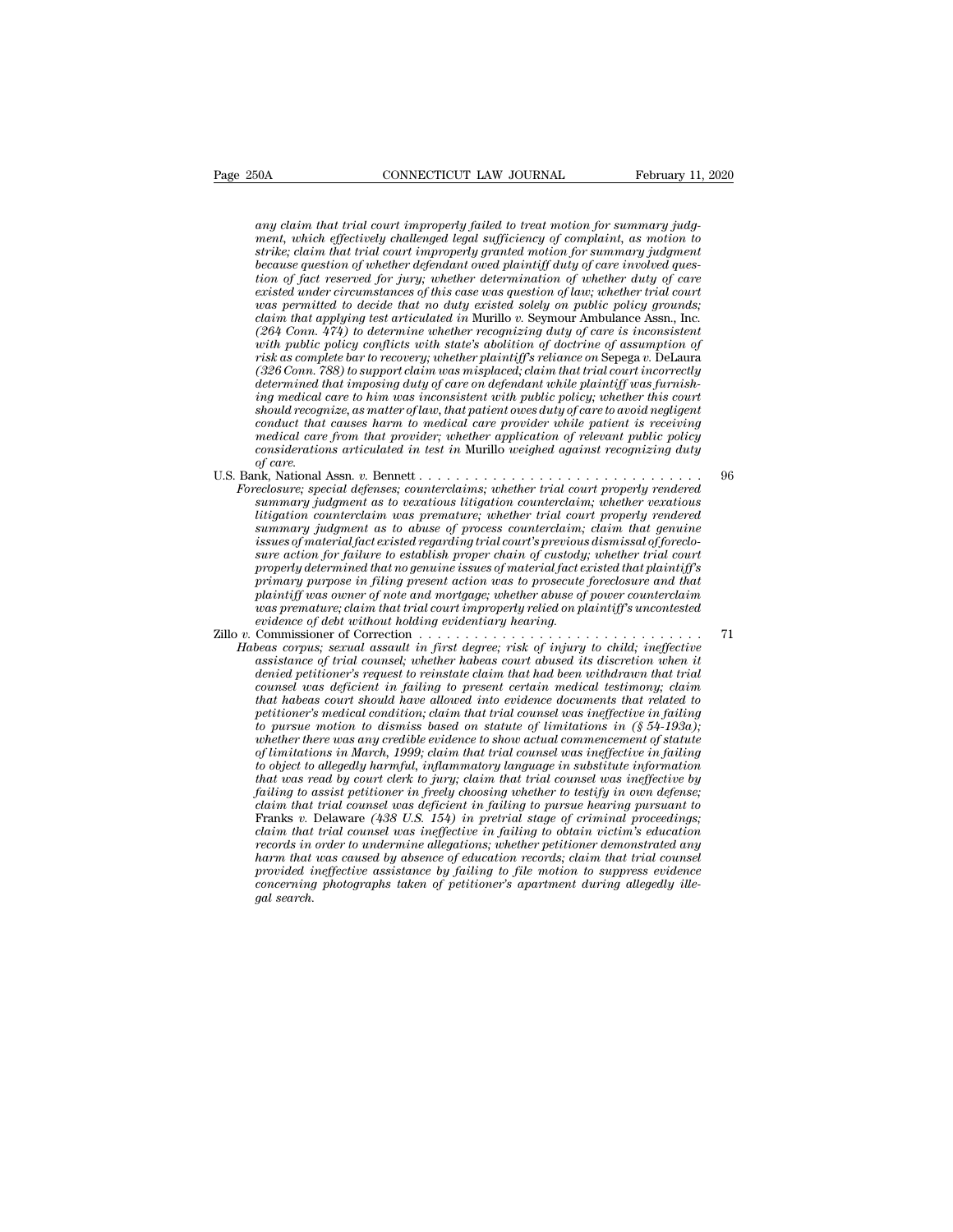*any claim that trial court improperly failed to treat motion for summary judgment, which effectively challenged legal sufficiency of complaint, as motion to strike; claim that trial court improperly granted motion for summary judgment because question of whether defendant owed plaintiff duty of care involved question of fact reserved for jury; whether determination of whether duty of care existed under circumstances of this case was question of law; whether trial court was permitted to decide that no duty existed solely on public policy grounds; claim that applying test articulated in* Murillo *v.* Seymour Ambulance Assn., Inc. *(264 Conn. 474) to determine whether recognizing duty of care is inconsistent with public policy conflicts with state's abolition of doctrine of assumption of risk as complete bar to recovery; whether plaintiff's reliance on* Sepega *v.* DeLaura *(326 Conn. 788) to support claim was misplaced; claim that trial court incorrectly determined that imposing duty of care on defendant while plaintiff was furnishing medical care to him was inconsistent with public policy; whether this court should recognize, as matter of law, that patient owes duty of care to avoid negligent conduct that causes harm to medical care provider while patient is receiving medical care from that provider; whether application of relevant public policy considerations articulated in test in* Murillo *weighed against recognizing duty of care.*

U.S. Bank, National Assn. *v.* Bennett . . . . . . . . . . . . . . . . . . . . . . . . . . . . . . . 96

*Foreclosure; special defenses; counterclaims; whether trial court properly rendered summary judgment as to vexatious litigation counterclaim; whether vexatious litigation counterclaim was premature; whether trial court properly rendered summary judgment as to abuse of process counterclaim; claim that genuine issues of material fact existed regarding trial court's previous dismissal of foreclosure action for failure to establish proper chain of custody; whether trial court properly determined that no genuine issues of material fact existed that plaintiff's primary purpose in filing present action was to prosecute foreclosure and that plaintiff was owner of note and mortgage; whether abuse of power counterclaim was premature; claim that trial court improperly relied on plaintiff's uncontested evidence of debt without holding evidentiary hearing.*

Zillo *v.* Commissioner of Correction . . . . . . . . . . . . . . . . . . . . . . . . . . . . . . . 71

*Habeas corpus; sexual assault in first degree; risk of injury to child; ineffective assistance of trial counsel; whether habeas court abused its discretion when it denied petitioner's request to reinstate claim that had been withdrawn that trial counsel was deficient in failing to present certain medical testimony; claim that habeas court should have allowed into evidence documents that related to petitioner's medical condition; claim that trial counsel was ineffective in failing to pursue motion to dismiss based on statute of limitations in (§ 54-193a); whether there was any credible evidence to show actual commencement of statute of limitations in March, 1999; claim that trial counsel was ineffective in failing to object to allegedly harmful, inflammatory language in substitute information that was read by court clerk to jury; claim that trial counsel was ineffective by failing to assist petitioner in freely choosing whether to testify in own defense; claim that trial counsel was deficient in failing to pursue hearing pursuant to* Franks *v.* Delaware *(438 U.S. 154) in pretrial stage of criminal proceedings; claim that trial counsel was ineffective in failing to obtain victim's education records in order to undermine allegations; whether petitioner demonstrated any harm that was caused by absence of education records; claim that trial counsel provided ineffective assistance by failing to file motion to suppress evidence concerning photographs taken of petitioner's apartment during allegedly illegal search.*